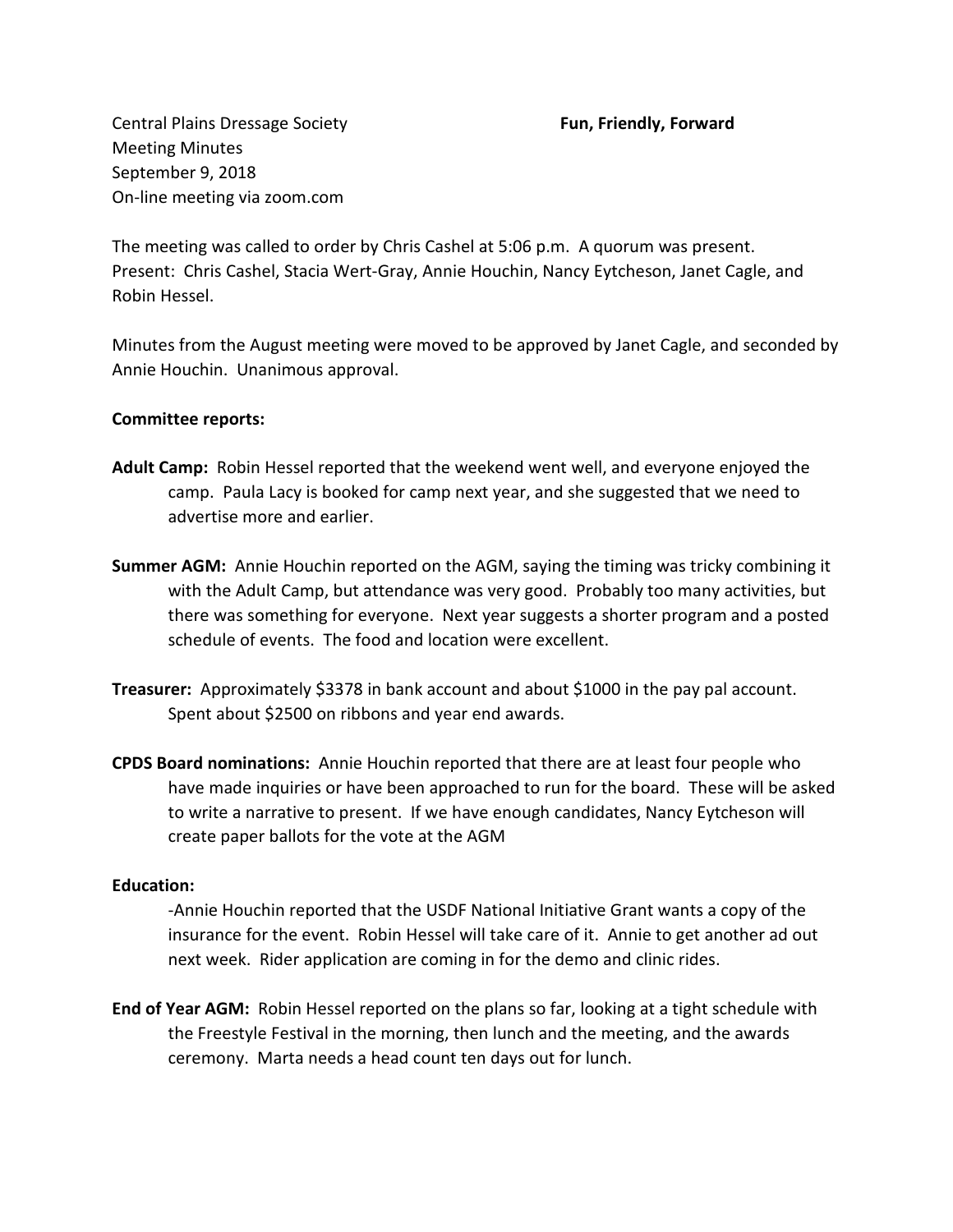Central Plains Dressage Society **Fun, Friendly, Forward**
Meeting Minutes
September 9, 2018
On-line meeting via zoom.com

The meeting was called to order by Chris Cashel at 5:06 p.m. A quorum was present. Present: Chris Cashel, Stacia Wert-Gray, Annie Houchin, Nancy Eytcheson, Janet Cagle, and Robin Hessel.

Minutes from the August meeting were moved to be approved by Janet Cagle, and seconded by Annie Houchin. Unanimous approval.

**Committee reports:**

**Adult Camp:** Robin Hessel reported that the weekend went well, and everyone enjoyed the camp. Paula Lacy is booked for camp next year, and she suggested that we need to advertise more and earlier.

**Summer AGM:** Annie Houchin reported on the AGM, saying the timing was tricky combining it with the Adult Camp, but attendance was very good. Probably too many activities, but there was something for everyone. Next year suggests a shorter program and a posted schedule of events. The food and location were excellent.

**Treasurer:** Approximately $3378 in bank account and about $1000 in the pay pal account. Spent about $2500 on ribbons and year end awards.

**CPDS Board nominations:** Annie Houchin reported that there are at least four people who have made inquiries or have been approached to run for the board. These will be asked to write a narrative to present. If we have enough candidates, Nancy Eytcheson will create paper ballots for the vote at the AGM

**Education:**

-Annie Houchin reported that the USDF National Initiative Grant wants a copy of the insurance for the event. Robin Hessel will take care of it. Annie to get another ad out next week. Rider application are coming in for the demo and clinic rides.

**End of Year AGM:** Robin Hessel reported on the plans so far, looking at a tight schedule with the Freestyle Festival in the morning, then lunch and the meeting, and the awards ceremony. Marta needs a head count ten days out for lunch.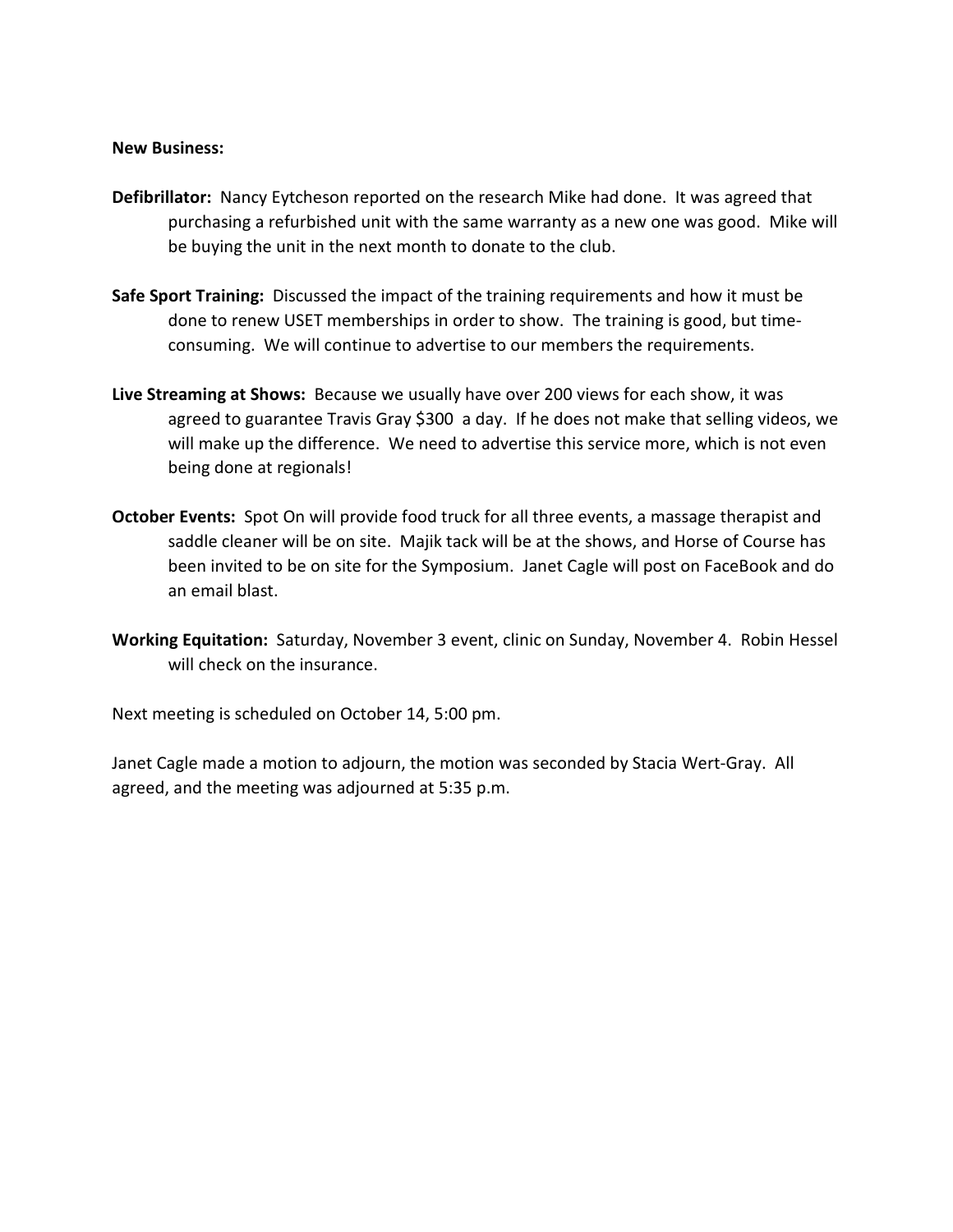**New Business:**

**Defibrillator:** Nancy Eytcheson reported on the research Mike had done. It was agreed that purchasing a refurbished unit with the same warranty as a new one was good. Mike will be buying the unit in the next month to donate to the club.

**Safe Sport Training:** Discussed the impact of the training requirements and how it must be done to renew USET memberships in order to show. The training is good, but time-consuming. We will continue to advertise to our members the requirements.

**Live Streaming at Shows:** Because we usually have over 200 views for each show, it was agreed to guarantee Travis Gray $300 a day. If he does not make that selling videos, we will make up the difference. We need to advertise this service more, which is not even being done at regionals!

**October Events:** Spot On will provide food truck for all three events, a massage therapist and saddle cleaner will be on site. Majik tack will be at the shows, and Horse of Course has been invited to be on site for the Symposium. Janet Cagle will post on FaceBook and do an email blast.

**Working Equitation:** Saturday, November 3 event, clinic on Sunday, November 4. Robin Hessel will check on the insurance.

Next meeting is scheduled on October 14, 5:00 pm.

Janet Cagle made a motion to adjourn, the motion was seconded by Stacia Wert-Gray. All agreed, and the meeting was adjourned at 5:35 p.m.